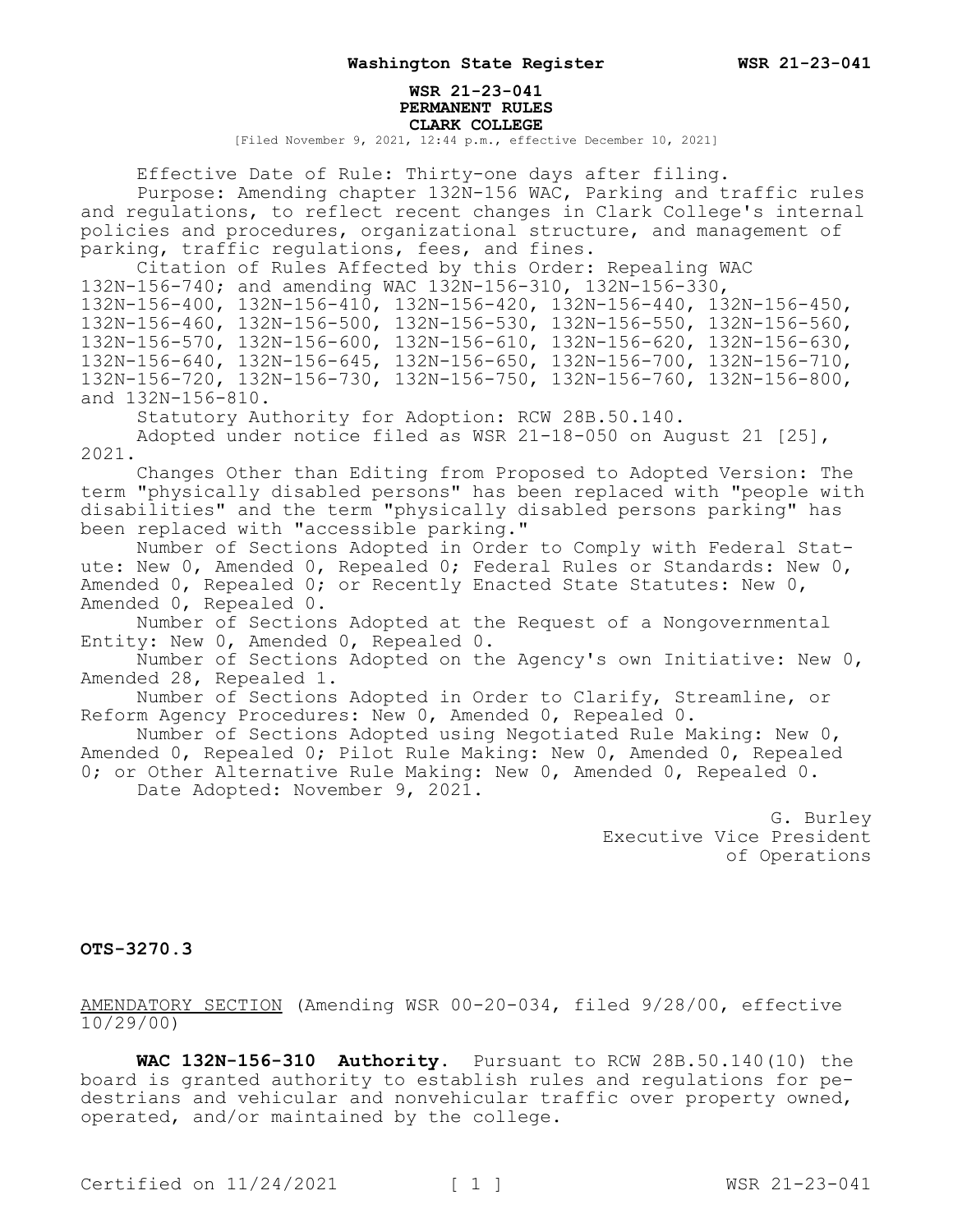**WSR 21-23-041**
**PERMANENT RULES**
**CLARK COLLEGE**

[Filed November 9, 2021, 12:44 p.m., effective December 10, 2021]

Effective Date of Rule: Thirty-one days after filing.

Purpose: Amending chapter 132N-156 WAC, Parking and traffic rules and regulations, to reflect recent changes in Clark College's internal policies and procedures, organizational structure, and management of parking, traffic regulations, fees, and fines.

Citation of Rules Affected by this Order: Repealing WAC 132N-156-740; and amending WAC 132N-156-310, 132N-156-330, 132N-156-400, 132N-156-410, 132N-156-420, 132N-156-440, 132N-156-450, 132N-156-460, 132N-156-500, 132N-156-530, 132N-156-550, 132N-156-560, 132N-156-570, 132N-156-600, 132N-156-610, 132N-156-620, 132N-156-630, 132N-156-640, 132N-156-645, 132N-156-650, 132N-156-700, 132N-156-710, 132N-156-720, 132N-156-730, 132N-156-750, 132N-156-760, 132N-156-800, and 132N-156-810.

Statutory Authority for Adoption: RCW 28B.50.140.

Adopted under notice filed as WSR 21-18-050 on August 21 [25], 2021.

Changes Other than Editing from Proposed to Adopted Version: The term "physically disabled persons" has been replaced with "people with disabilities" and the term "physically disabled persons parking" has been replaced with "accessible parking."

Number of Sections Adopted in Order to Comply with Federal Statute: New 0, Amended 0, Repealed 0; Federal Rules or Standards: New 0, Amended 0, Repealed 0; or Recently Enacted State Statutes: New 0, Amended 0, Repealed 0.

Number of Sections Adopted at the Request of a Nongovernmental Entity: New 0, Amended 0, Repealed 0.

Number of Sections Adopted on the Agency's own Initiative: New 0, Amended 28, Repealed 1.

Number of Sections Adopted in Order to Clarify, Streamline, or Reform Agency Procedures: New 0, Amended 0, Repealed 0.

Number of Sections Adopted using Negotiated Rule Making: New 0, Amended 0, Repealed 0; Pilot Rule Making: New 0, Amended 0, Repealed 0; or Other Alternative Rule Making: New 0, Amended 0, Repealed 0.

Date Adopted: November 9, 2021.

G. Burley
Executive Vice President
of Operations

**OTS-3270.3**

AMENDATORY SECTION (Amending WSR 00-20-034, filed 9/28/00, effective 10/29/00)

**WAC 132N-156-310 Authority.** Pursuant to RCW 28B.50.140(10) the board is granted authority to establish rules and regulations for pedestrians and vehicular and nonvehicular traffic over property owned, operated, and/or maintained by the college.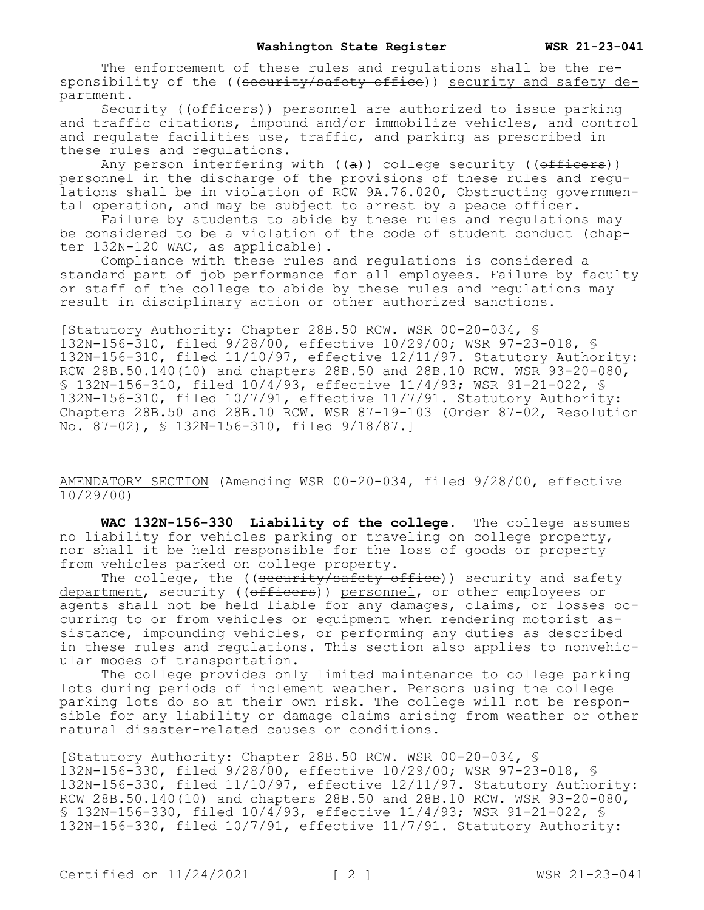The enforcement of these rules and regulations shall be the responsibility of the ((~~security/safety office~~)) <u>security and safety department</u>.

Security ((~~officers~~)) <u>personnel</u> are authorized to issue parking and traffic citations, impound and/or immobilize vehicles, and control and regulate facilities use, traffic, and parking as prescribed in these rules and regulations.

Any person interfering with ((~~a~~)) college security ((~~officers~~)) <u>personnel</u> in the discharge of the provisions of these rules and regulations shall be in violation of RCW 9A.76.020, Obstructing governmental operation, and may be subject to arrest by a peace officer.

Failure by students to abide by these rules and regulations may be considered to be a violation of the code of student conduct (chapter 132N-120 WAC, as applicable).

Compliance with these rules and regulations is considered a standard part of job performance for all employees. Failure by faculty or staff of the college to abide by these rules and regulations may result in disciplinary action or other authorized sanctions.

[Statutory Authority: Chapter 28B.50 RCW. WSR 00-20-034, § 132N-156-310, filed 9/28/00, effective 10/29/00; WSR 97-23-018, § 132N-156-310, filed 11/10/97, effective 12/11/97. Statutory Authority: RCW 28B.50.140(10) and chapters 28B.50 and 28B.10 RCW. WSR 93-20-080, § 132N-156-310, filed 10/4/93, effective 11/4/93; WSR 91-21-022, § 132N-156-310, filed 10/7/91, effective 11/7/91. Statutory Authority: Chapters 28B.50 and 28B.10 RCW. WSR 87-19-103 (Order 87-02, Resolution No. 87-02), § 132N-156-310, filed 9/18/87.]

<u>AMENDATORY SECTION</u> (Amending WSR 00-20-034, filed 9/28/00, effective 10/29/00)

**WAC 132N-156-330 Liability of the college.** The college assumes no liability for vehicles parking or traveling on college property, nor shall it be held responsible for the loss of goods or property from vehicles parked on college property.

The college, the ((~~security/safety office~~)) <u>security and safety department</u>, security ((~~officers~~)) <u>personnel</u>, or other employees or agents shall not be held liable for any damages, claims, or losses occurring to or from vehicles or equipment when rendering motorist assistance, impounding vehicles, or performing any duties as described in these rules and regulations. This section also applies to nonvehicular modes of transportation.

The college provides only limited maintenance to college parking lots during periods of inclement weather. Persons using the college parking lots do so at their own risk. The college will not be responsible for any liability or damage claims arising from weather or other natural disaster-related causes or conditions.

[Statutory Authority: Chapter 28B.50 RCW. WSR 00-20-034, § 132N-156-330, filed 9/28/00, effective 10/29/00; WSR 97-23-018, § 132N-156-330, filed 11/10/97, effective 12/11/97. Statutory Authority: RCW 28B.50.140(10) and chapters 28B.50 and 28B.10 RCW. WSR 93-20-080, § 132N-156-330, filed 10/4/93, effective 11/4/93; WSR 91-21-022, § 132N-156-330, filed 10/7/91, effective 11/7/91. Statutory Authority: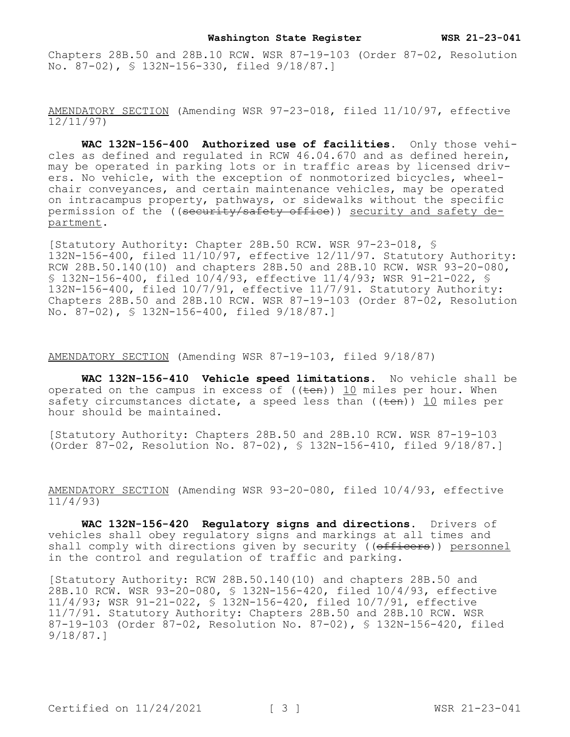Chapters 28B.50 and 28B.10 RCW. WSR 87-19-103 (Order 87-02, Resolution No. 87-02), § 132N-156-330, filed 9/18/87.]

AMENDATORY SECTION (Amending WSR 97-23-018, filed 11/10/97, effective 12/11/97)

**WAC 132N-156-400 Authorized use of facilities.** Only those vehicles as defined and regulated in RCW 46.04.670 and as defined herein, may be operated in parking lots or in traffic areas by licensed drivers. No vehicle, with the exception of nonmotorized bicycles, wheelchair conveyances, and certain maintenance vehicles, may be operated on intracampus property, pathways, or sidewalks without the specific permission of the ((~~security/safety office~~)) security and safety department.

[Statutory Authority: Chapter 28B.50 RCW. WSR 97-23-018, § 132N-156-400, filed 11/10/97, effective 12/11/97. Statutory Authority: RCW 28B.50.140(10) and chapters 28B.50 and 28B.10 RCW. WSR 93-20-080, § 132N-156-400, filed 10/4/93, effective 11/4/93; WSR 91-21-022, § 132N-156-400, filed 10/7/91, effective 11/7/91. Statutory Authority: Chapters 28B.50 and 28B.10 RCW. WSR 87-19-103 (Order 87-02, Resolution No. 87-02), § 132N-156-400, filed 9/18/87.]

AMENDATORY SECTION (Amending WSR 87-19-103, filed 9/18/87)

**WAC 132N-156-410 Vehicle speed limitations.** No vehicle shall be operated on the campus in excess of ((~~ten~~)) 10 miles per hour. When safety circumstances dictate, a speed less than ((~~ten~~)) 10 miles per hour should be maintained.

[Statutory Authority: Chapters 28B.50 and 28B.10 RCW. WSR 87-19-103 (Order 87-02, Resolution No. 87-02), § 132N-156-410, filed 9/18/87.]

AMENDATORY SECTION (Amending WSR 93-20-080, filed 10/4/93, effective 11/4/93)

**WAC 132N-156-420 Regulatory signs and directions.** Drivers of vehicles shall obey regulatory signs and markings at all times and shall comply with directions given by security ((~~officers~~)) personnel in the control and regulation of traffic and parking.

[Statutory Authority: RCW 28B.50.140(10) and chapters 28B.50 and 28B.10 RCW. WSR 93-20-080, § 132N-156-420, filed 10/4/93, effective 11/4/93; WSR 91-21-022, § 132N-156-420, filed 10/7/91, effective 11/7/91. Statutory Authority: Chapters 28B.50 and 28B.10 RCW. WSR 87-19-103 (Order 87-02, Resolution No. 87-02), § 132N-156-420, filed 9/18/87.]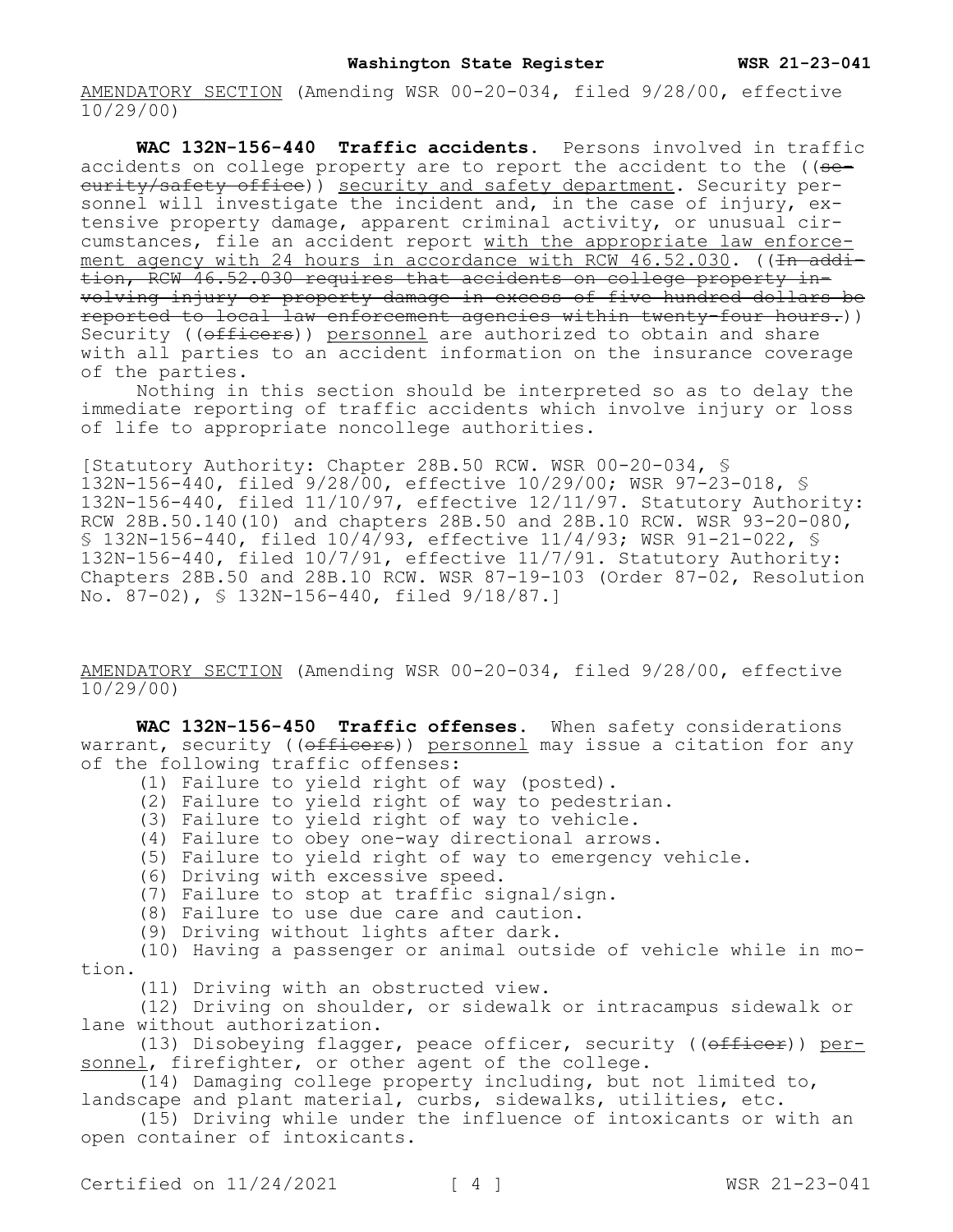AMENDATORY SECTION (Amending WSR 00-20-034, filed 9/28/00, effective 10/29/00)

**WAC 132N-156-440 Traffic accidents.** Persons involved in traffic accidents on college property are to report the accident to the ((~~security/safety office~~)) security and safety department. Security personnel will investigate the incident and, in the case of injury, extensive property damage, apparent criminal activity, or unusual circumstances, file an accident report with the appropriate law enforcement agency with 24 hours in accordance with RCW 46.52.030. ((~~In addition, RCW 46.52.030 requires that accidents on college property involving injury or property damage in excess of five hundred dollars be reported to local law enforcement agencies within twenty-four hours.~~)) Security ((~~officers~~)) personnel are authorized to obtain and share with all parties to an accident information on the insurance coverage of the parties.

Nothing in this section should be interpreted so as to delay the immediate reporting of traffic accidents which involve injury or loss of life to appropriate noncollege authorities.

[Statutory Authority: Chapter 28B.50 RCW. WSR 00-20-034, § 132N-156-440, filed 9/28/00, effective 10/29/00; WSR 97-23-018, § 132N-156-440, filed 11/10/97, effective 12/11/97. Statutory Authority: RCW 28B.50.140(10) and chapters 28B.50 and 28B.10 RCW. WSR 93-20-080, § 132N-156-440, filed 10/4/93, effective 11/4/93; WSR 91-21-022, § 132N-156-440, filed 10/7/91, effective 11/7/91. Statutory Authority: Chapters 28B.50 and 28B.10 RCW. WSR 87-19-103 (Order 87-02, Resolution No. 87-02), § 132N-156-440, filed 9/18/87.]

AMENDATORY SECTION (Amending WSR 00-20-034, filed 9/28/00, effective 10/29/00)

**WAC 132N-156-450 Traffic offenses.** When safety considerations warrant, security ((~~officers~~)) personnel may issue a citation for any of the following traffic offenses:

(1) Failure to yield right of way (posted).

(2) Failure to yield right of way to pedestrian.

(3) Failure to yield right of way to vehicle.

(4) Failure to obey one-way directional arrows.

(5) Failure to yield right of way to emergency vehicle.

(6) Driving with excessive speed.

(7) Failure to stop at traffic signal/sign.

(8) Failure to use due care and caution.

(9) Driving without lights after dark.

(10) Having a passenger or animal outside of vehicle while in motion.

(11) Driving with an obstructed view.

(12) Driving on shoulder, or sidewalk or intracampus sidewalk or lane without authorization.

(13) Disobeying flagger, peace officer, security ((~~officer~~)) personnel, firefighter, or other agent of the college.

(14) Damaging college property including, but not limited to, landscape and plant material, curbs, sidewalks, utilities, etc.

(15) Driving while under the influence of intoxicants or with an open container of intoxicants.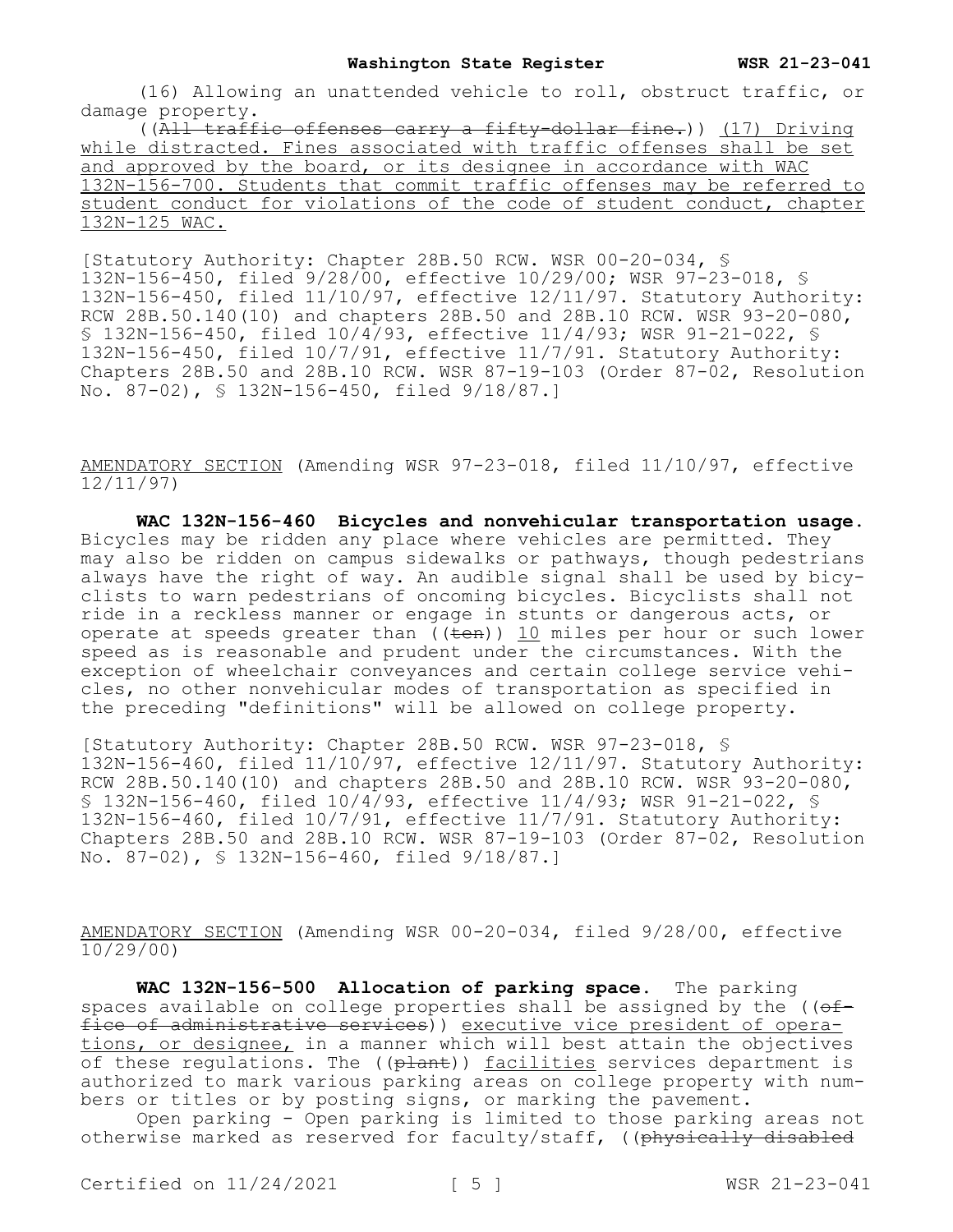(16) Allowing an unattended vehicle to roll, obstruct traffic, or damage property.

((~~All traffic offenses carry a fifty-dollar fine.~~)) <u>(17) Driving while distracted. Fines associated with traffic offenses shall be set and approved by the board, or its designee in accordance with WAC 132N-156-700. Students that commit traffic offenses may be referred to student conduct for violations of the code of student conduct, chapter 132N-125 WAC.</u>

[Statutory Authority: Chapter 28B.50 RCW. WSR 00-20-034, § 132N-156-450, filed 9/28/00, effective 10/29/00; WSR 97-23-018, § 132N-156-450, filed 11/10/97, effective 12/11/97. Statutory Authority: RCW 28B.50.140(10) and chapters 28B.50 and 28B.10 RCW. WSR 93-20-080, § 132N-156-450, filed 10/4/93, effective 11/4/93; WSR 91-21-022, § 132N-156-450, filed 10/7/91, effective 11/7/91. Statutory Authority: Chapters 28B.50 and 28B.10 RCW. WSR 87-19-103 (Order 87-02, Resolution No. 87-02), § 132N-156-450, filed 9/18/87.]

<u>AMENDATORY SECTION</u> (Amending WSR 97-23-018, filed 11/10/97, effective 12/11/97)

**WAC 132N-156-460 Bicycles and nonvehicular transportation usage.** Bicycles may be ridden any place where vehicles are permitted. They may also be ridden on campus sidewalks or pathways, though pedestrians always have the right of way. An audible signal shall be used by bicyclists to warn pedestrians of oncoming bicycles. Bicyclists shall not ride in a reckless manner or engage in stunts or dangerous acts, or operate at speeds greater than ((~~ten~~)) <u>10</u> miles per hour or such lower speed as is reasonable and prudent under the circumstances. With the exception of wheelchair conveyances and certain college service vehicles, no other nonvehicular modes of transportation as specified in the preceding "definitions" will be allowed on college property.

[Statutory Authority: Chapter 28B.50 RCW. WSR 97-23-018, § 132N-156-460, filed 11/10/97, effective 12/11/97. Statutory Authority: RCW 28B.50.140(10) and chapters 28B.50 and 28B.10 RCW. WSR 93-20-080, § 132N-156-460, filed 10/4/93, effective 11/4/93; WSR 91-21-022, § 132N-156-460, filed 10/7/91, effective 11/7/91. Statutory Authority: Chapters 28B.50 and 28B.10 RCW. WSR 87-19-103 (Order 87-02, Resolution No. 87-02), § 132N-156-460, filed 9/18/87.]

<u>AMENDATORY SECTION</u> (Amending WSR 00-20-034, filed 9/28/00, effective 10/29/00)

**WAC 132N-156-500 Allocation of parking space.** The parking spaces available on college properties shall be assigned by the ((~~office of administrative services~~)) <u>executive vice president of operations, or designee,</u> in a manner which will best attain the objectives of these regulations. The ((~~plant~~)) <u>facilities</u> services department is authorized to mark various parking areas on college property with numbers or titles or by posting signs, or marking the pavement.

Open parking - Open parking is limited to those parking areas not otherwise marked as reserved for faculty/staff, ((~~physically disabled~~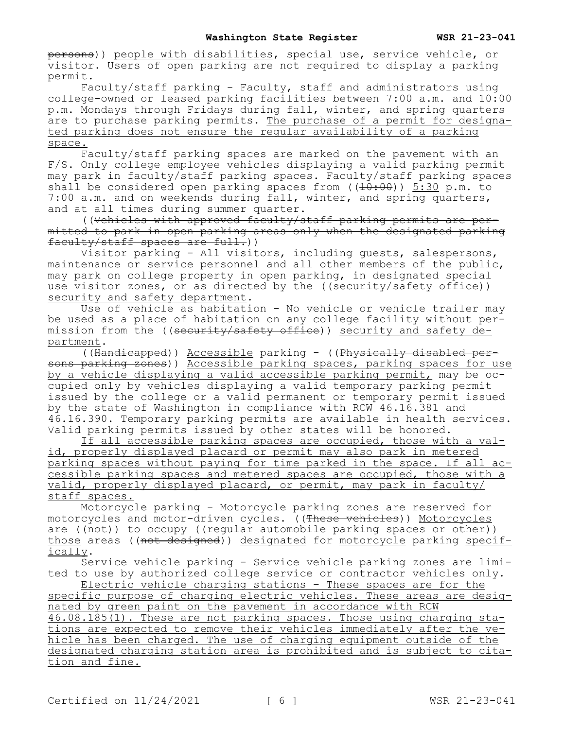~~persons~~)) people with disabilities, special use, service vehicle, or visitor. Users of open parking are not required to display a parking permit.

Faculty/staff parking - Faculty, staff and administrators using college-owned or leased parking facilities between 7:00 a.m. and 10:00 p.m. Mondays through Fridays during fall, winter, and spring quarters are to purchase parking permits. The purchase of a permit for designated parking does not ensure the regular availability of a parking space.

Faculty/staff parking spaces are marked on the pavement with an F/S. Only college employee vehicles displaying a valid parking permit may park in faculty/staff parking spaces. Faculty/staff parking spaces shall be considered open parking spaces from ((~~10:00~~)) 5:30 p.m. to 7:00 a.m. and on weekends during fall, winter, and spring quarters, and at all times during summer quarter.

((~~Vehicles with approved faculty/staff parking permits are permitted to park in open parking areas only when the designated parking faculty/staff spaces are full.~~))

Visitor parking - All visitors, including guests, salespersons, maintenance or service personnel and all other members of the public, may park on college property in open parking, in designated special use visitor zones, or as directed by the ((~~security/safety office~~)) security and safety department.

Use of vehicle as habitation - No vehicle or vehicle trailer may be used as a place of habitation on any college facility without permission from the ((~~security/safety office~~)) security and safety department.

((~~Handicapped~~)) Accessible parking - ((~~Physically disabled persons parking zones~~)) Accessible parking spaces, parking spaces for use by a vehicle displaying a valid accessible parking permit, may be occupied only by vehicles displaying a valid temporary parking permit issued by the college or a valid permanent or temporary permit issued by the state of Washington in compliance with RCW 46.16.381 and 46.16.390. Temporary parking permits are available in health services. Valid parking permits issued by other states will be honored.

If all accessible parking spaces are occupied, those with a valid, properly displayed placard or permit may also park in metered parking spaces without paying for time parked in the space. If all accessible parking spaces and metered spaces are occupied, those with a valid, properly displayed placard, or permit, may park in faculty/staff spaces.

Motorcycle parking - Motorcycle parking zones are reserved for motorcycles and motor-driven cycles. ((~~These vehicles~~)) Motorcycles are ((~~not~~)) to occupy ((~~regular automobile parking spaces or other~~)) those areas ((~~not designed~~)) designated for motorcycle parking specifically.

Service vehicle parking - Service vehicle parking zones are limited to use by authorized college service or contractor vehicles only.

Electric vehicle charging stations - These spaces are for the specific purpose of charging electric vehicles. These areas are designated by green paint on the pavement in accordance with RCW 46.08.185(1). These are not parking spaces. Those using charging stations are expected to remove their vehicles immediately after the vehicle has been charged. The use of charging equipment outside of the designated charging station area is prohibited and is subject to citation and fine.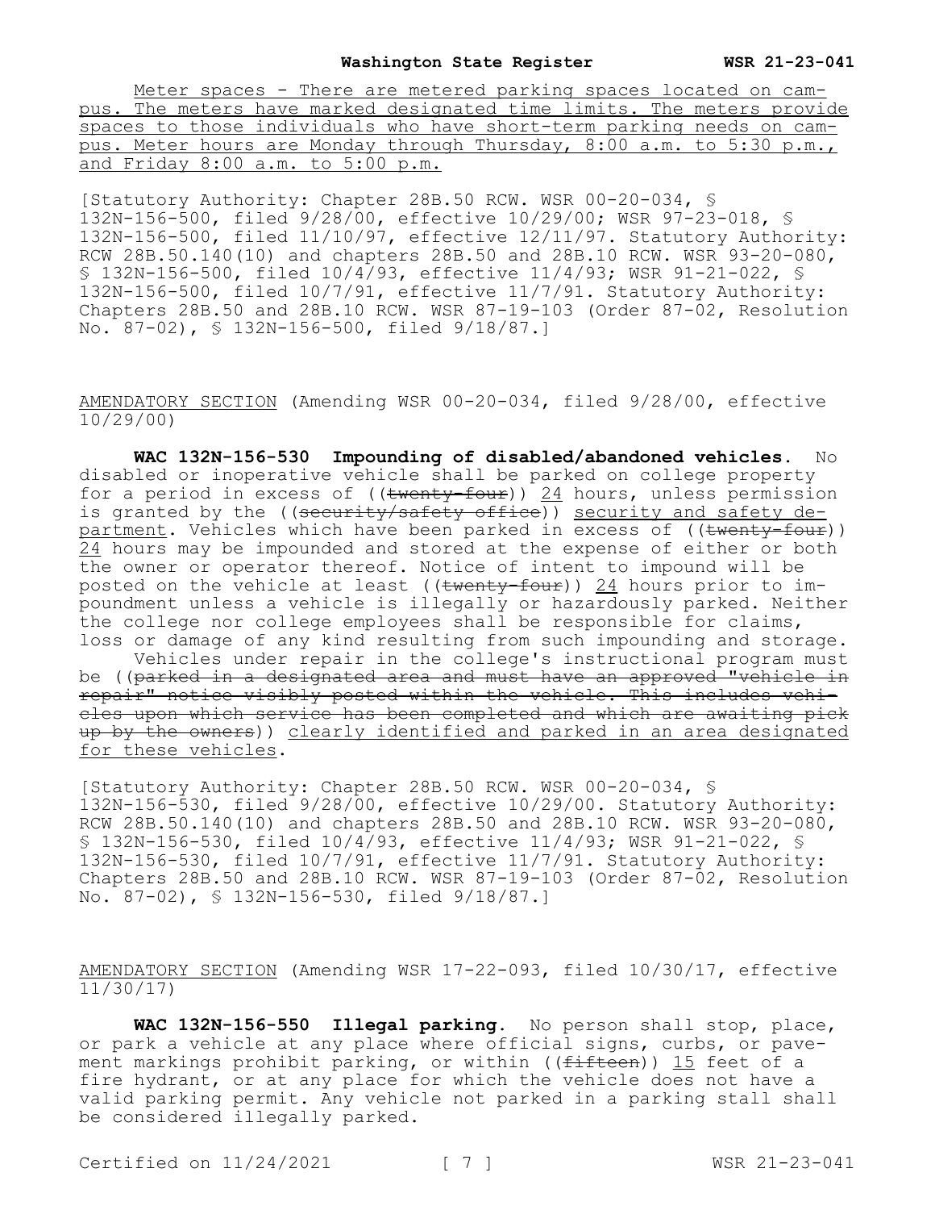Meter spaces - There are metered parking spaces located on campus. The meters have marked designated time limits. The meters provide spaces to those individuals who have short-term parking needs on campus. Meter hours are Monday through Thursday, 8:00 a.m. to 5:30 p.m., and Friday 8:00 a.m. to 5:00 p.m.

[Statutory Authority: Chapter 28B.50 RCW. WSR 00-20-034, § 132N-156-500, filed 9/28/00, effective 10/29/00; WSR 97-23-018, § 132N-156-500, filed 11/10/97, effective 12/11/97. Statutory Authority: RCW 28B.50.140(10) and chapters 28B.50 and 28B.10 RCW. WSR 93-20-080, § 132N-156-500, filed 10/4/93, effective 11/4/93; WSR 91-21-022, § 132N-156-500, filed 10/7/91, effective 11/7/91. Statutory Authority: Chapters 28B.50 and 28B.10 RCW. WSR 87-19-103 (Order 87-02, Resolution No. 87-02), § 132N-156-500, filed 9/18/87.]

AMENDATORY SECTION (Amending WSR 00-20-034, filed 9/28/00, effective 10/29/00)

**WAC 132N-156-530 Impounding of disabled/abandoned vehicles.** No disabled or inoperative vehicle shall be parked on college property for a period in excess of ((~~twenty-four~~)) 24 hours, unless permission is granted by the ((~~security/safety office~~)) security and safety department. Vehicles which have been parked in excess of ((~~twenty-four~~)) 24 hours may be impounded and stored at the expense of either or both the owner or operator thereof. Notice of intent to impound will be posted on the vehicle at least ((~~twenty-four~~)) 24 hours prior to impoundment unless a vehicle is illegally or hazardously parked. Neither the college nor college employees shall be responsible for claims, loss or damage of any kind resulting from such impounding and storage.

Vehicles under repair in the college's instructional program must be ((~~parked in a designated area and must have an approved "vehicle in repair" notice visibly posted within the vehicle. This includes vehicles upon which service has been completed and which are awaiting pick up by the owners~~)) clearly identified and parked in an area designated for these vehicles.

[Statutory Authority: Chapter 28B.50 RCW. WSR 00-20-034, § 132N-156-530, filed 9/28/00, effective 10/29/00. Statutory Authority: RCW 28B.50.140(10) and chapters 28B.50 and 28B.10 RCW. WSR 93-20-080, § 132N-156-530, filed 10/4/93, effective 11/4/93; WSR 91-21-022, § 132N-156-530, filed 10/7/91, effective 11/7/91. Statutory Authority: Chapters 28B.50 and 28B.10 RCW. WSR 87-19-103 (Order 87-02, Resolution No. 87-02), § 132N-156-530, filed 9/18/87.]

AMENDATORY SECTION (Amending WSR 17-22-093, filed 10/30/17, effective 11/30/17)

**WAC 132N-156-550 Illegal parking.** No person shall stop, place, or park a vehicle at any place where official signs, curbs, or pavement markings prohibit parking, or within ((~~fifteen~~)) 15 feet of a fire hydrant, or at any place for which the vehicle does not have a valid parking permit. Any vehicle not parked in a parking stall shall be considered illegally parked.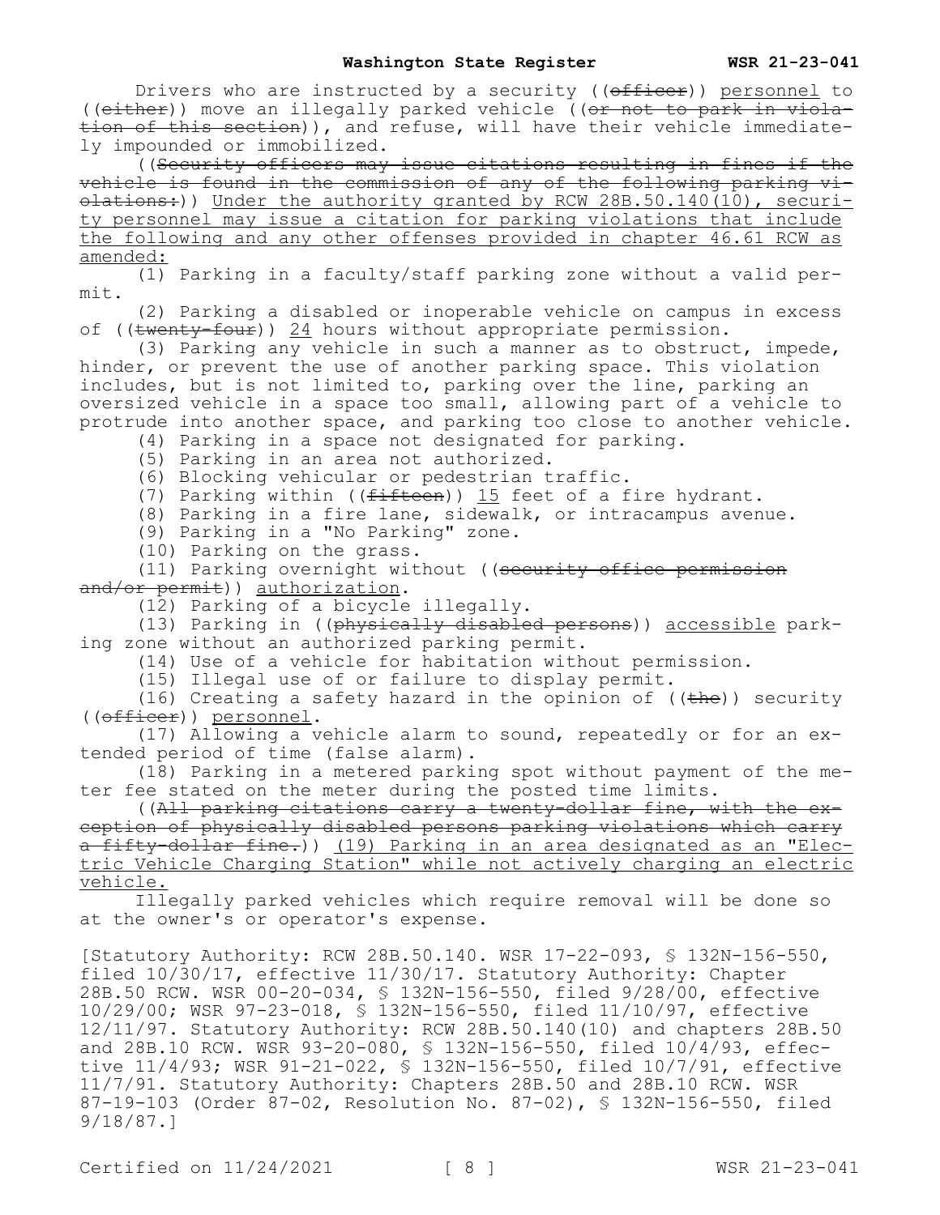Drivers who are instructed by a security ((~~officer~~)) <u>personnel</u> to ((~~either~~)) move an illegally parked vehicle ((~~or not to park in violation of this section~~)), and refuse, will have their vehicle immediately impounded or immobilized.

((~~Security officers may issue citations resulting in fines if the vehicle is found in the commission of any of the following parking violations:~~)) <u>Under the authority granted by RCW 28B.50.140(10), security personnel may issue a citation for parking violations that include the following and any other offenses provided in chapter 46.61 RCW as amended:</u>

(1) Parking in a faculty/staff parking zone without a valid permit.

(2) Parking a disabled or inoperable vehicle on campus in excess of ((~~twenty-four~~)) <u>24</u> hours without appropriate permission.

(3) Parking any vehicle in such a manner as to obstruct, impede, hinder, or prevent the use of another parking space. This violation includes, but is not limited to, parking over the line, parking an oversized vehicle in a space too small, allowing part of a vehicle to protrude into another space, and parking too close to another vehicle.

(4) Parking in a space not designated for parking.

(5) Parking in an area not authorized.

(6) Blocking vehicular or pedestrian traffic.

(7) Parking within ((~~fifteen~~)) <u>15</u> feet of a fire hydrant.

(8) Parking in a fire lane, sidewalk, or intracampus avenue.

(9) Parking in a "No Parking" zone.

(10) Parking on the grass.

(11) Parking overnight without ((~~security office permission and/or permit~~)) <u>authorization</u>.

(12) Parking of a bicycle illegally.

(13) Parking in ((~~physically disabled persons~~)) <u>accessible</u> parking zone without an authorized parking permit.

(14) Use of a vehicle for habitation without permission.

(15) Illegal use of or failure to display permit.

(16) Creating a safety hazard in the opinion of ((~~the~~)) security ((~~officer~~)) <u>personnel</u>.

(17) Allowing a vehicle alarm to sound, repeatedly or for an extended period of time (false alarm).

(18) Parking in a metered parking spot without payment of the meter fee stated on the meter during the posted time limits.

((~~All parking citations carry a twenty-dollar fine, with the exception of physically disabled persons parking violations which carry a fifty-dollar fine.~~)) <u>(19) Parking in an area designated as an "Electric Vehicle Charging Station" while not actively charging an electric vehicle.</u>

Illegally parked vehicles which require removal will be done so at the owner's or operator's expense.

[Statutory Authority: RCW 28B.50.140. WSR 17-22-093, § 132N-156-550, filed 10/30/17, effective 11/30/17. Statutory Authority: Chapter 28B.50 RCW. WSR 00-20-034, § 132N-156-550, filed 9/28/00, effective 10/29/00; WSR 97-23-018, § 132N-156-550, filed 11/10/97, effective 12/11/97. Statutory Authority: RCW 28B.50.140(10) and chapters 28B.50 and 28B.10 RCW. WSR 93-20-080, § 132N-156-550, filed 10/4/93, effective 11/4/93; WSR 91-21-022, § 132N-156-550, filed 10/7/91, effective 11/7/91. Statutory Authority: Chapters 28B.50 and 28B.10 RCW. WSR 87-19-103 (Order 87-02, Resolution No. 87-02), § 132N-156-550, filed 9/18/87.]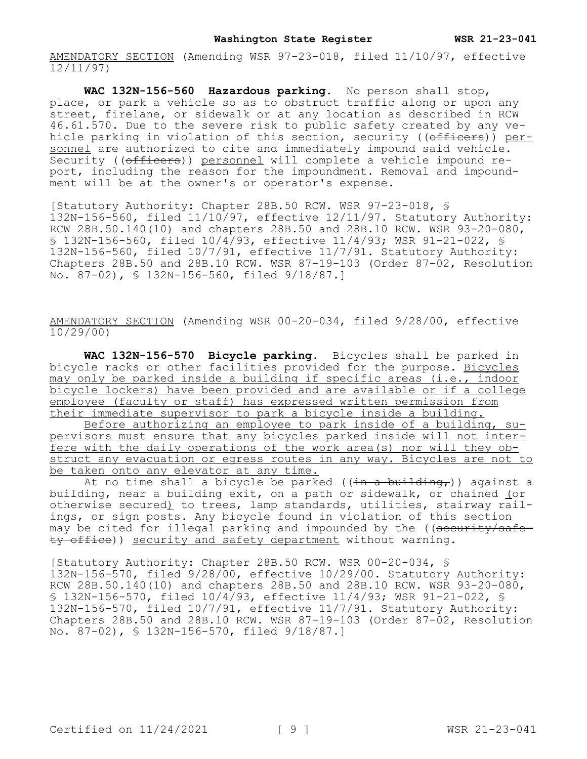AMENDATORY SECTION (Amending WSR 97-23-018, filed 11/10/97, effective 12/11/97)

**WAC 132N-156-560 Hazardous parking.** No person shall stop, place, or park a vehicle so as to obstruct traffic along or upon any street, firelane, or sidewalk or at any location as described in RCW 46.61.570. Due to the severe risk to public safety created by any vehicle parking in violation of this section, security ((~~officers~~)) <u>personnel</u> are authorized to cite and immediately impound said vehicle. Security ((~~officers~~)) <u>personnel</u> will complete a vehicle impound report, including the reason for the impoundment. Removal and impoundment will be at the owner's or operator's expense.

[Statutory Authority: Chapter 28B.50 RCW. WSR 97-23-018, § 132N-156-560, filed 11/10/97, effective 12/11/97. Statutory Authority: RCW 28B.50.140(10) and chapters 28B.50 and 28B.10 RCW. WSR 93-20-080, § 132N-156-560, filed 10/4/93, effective 11/4/93; WSR 91-21-022, § 132N-156-560, filed 10/7/91, effective 11/7/91. Statutory Authority: Chapters 28B.50 and 28B.10 RCW. WSR 87-19-103 (Order 87-02, Resolution No. 87-02), § 132N-156-560, filed 9/18/87.]

AMENDATORY SECTION (Amending WSR 00-20-034, filed 9/28/00, effective 10/29/00)

**WAC 132N-156-570 Bicycle parking.** Bicycles shall be parked in bicycle racks or other facilities provided for the purpose. <u>Bicycles may only be parked inside a building if specific areas (i.e., indoor bicycle lockers) have been provided and are available or if a college employee (faculty or staff) has expressed written permission from their immediate supervisor to park a bicycle inside a building.</u>

<u>Before authorizing an employee to park inside of a building, supervisors must ensure that any bicycles parked inside will not interfere with the daily operations of the work area(s) nor will they obstruct any evacuation or egress routes in any way. Bicycles are not to be taken onto any elevator at any time.</u>

At no time shall a bicycle be parked ((~~in a building,~~)) against a building, near a building exit, on a path or sidewalk, or chained <u>(</u>or otherwise secured<u>)</u> to trees, lamp standards, utilities, stairway railings, or sign posts. Any bicycle found in violation of this section may be cited for illegal parking and impounded by the ((~~security/safety office~~)) <u>security and safety department</u> without warning.

[Statutory Authority: Chapter 28B.50 RCW. WSR 00-20-034, § 132N-156-570, filed 9/28/00, effective 10/29/00. Statutory Authority: RCW 28B.50.140(10) and chapters 28B.50 and 28B.10 RCW. WSR 93-20-080, § 132N-156-570, filed 10/4/93, effective 11/4/93; WSR 91-21-022, § 132N-156-570, filed 10/7/91, effective 11/7/91. Statutory Authority: Chapters 28B.50 and 28B.10 RCW. WSR 87-19-103 (Order 87-02, Resolution No. 87-02), § 132N-156-570, filed 9/18/87.]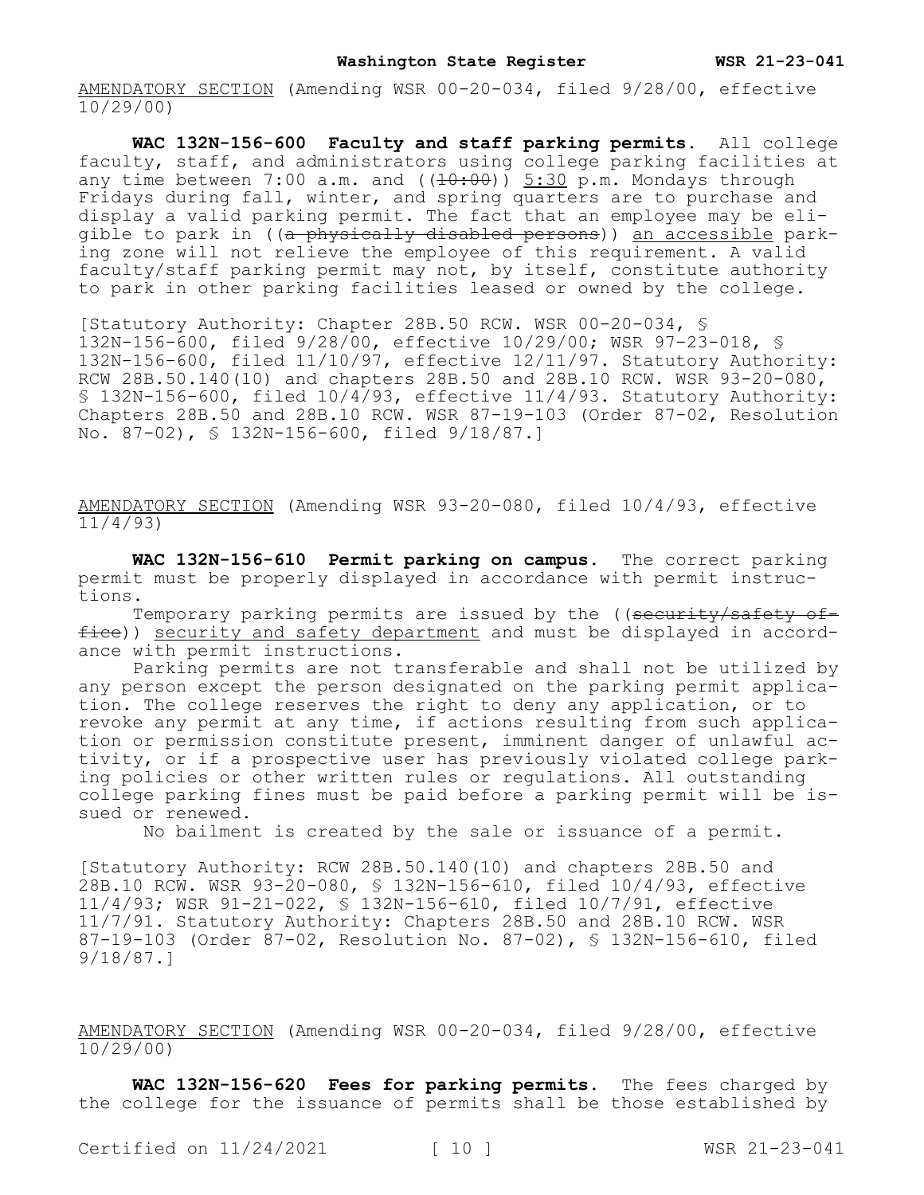AMENDATORY SECTION (Amending WSR 00-20-034, filed 9/28/00, effective 10/29/00)

**WAC 132N-156-600 Faculty and staff parking permits.** All college faculty, staff, and administrators using college parking facilities at any time between 7:00 a.m. and ((~~10:00~~)) 5:30 p.m. Mondays through Fridays during fall, winter, and spring quarters are to purchase and display a valid parking permit. The fact that an employee may be eligible to park in ((~~a physically disabled persons~~)) an accessible parking zone will not relieve the employee of this requirement. A valid faculty/staff parking permit may not, by itself, constitute authority to park in other parking facilities leased or owned by the college.

[Statutory Authority: Chapter 28B.50 RCW. WSR 00-20-034, § 132N-156-600, filed 9/28/00, effective 10/29/00; WSR 97-23-018, § 132N-156-600, filed 11/10/97, effective 12/11/97. Statutory Authority: RCW 28B.50.140(10) and chapters 28B.50 and 28B.10 RCW. WSR 93-20-080, § 132N-156-600, filed 10/4/93, effective 11/4/93. Statutory Authority: Chapters 28B.50 and 28B.10 RCW. WSR 87-19-103 (Order 87-02, Resolution No. 87-02), § 132N-156-600, filed 9/18/87.]

AMENDATORY SECTION (Amending WSR 93-20-080, filed 10/4/93, effective 11/4/93)

**WAC 132N-156-610 Permit parking on campus.** The correct parking permit must be properly displayed in accordance with permit instructions.

Temporary parking permits are issued by the ((~~security/safety office~~)) security and safety department and must be displayed in accordance with permit instructions.

Parking permits are not transferable and shall not be utilized by any person except the person designated on the parking permit application. The college reserves the right to deny any application, or to revoke any permit at any time, if actions resulting from such application or permission constitute present, imminent danger of unlawful activity, or if a prospective user has previously violated college parking policies or other written rules or regulations. All outstanding college parking fines must be paid before a parking permit will be issued or renewed.

No bailment is created by the sale or issuance of a permit.

[Statutory Authority: RCW 28B.50.140(10) and chapters 28B.50 and 28B.10 RCW. WSR 93-20-080, § 132N-156-610, filed 10/4/93, effective 11/4/93; WSR 91-21-022, § 132N-156-610, filed 10/7/91, effective 11/7/91. Statutory Authority: Chapters 28B.50 and 28B.10 RCW. WSR 87-19-103 (Order 87-02, Resolution No. 87-02), § 132N-156-610, filed 9/18/87.]

AMENDATORY SECTION (Amending WSR 00-20-034, filed 9/28/00, effective 10/29/00)

**WAC 132N-156-620 Fees for parking permits.** The fees charged by the college for the issuance of permits shall be those established by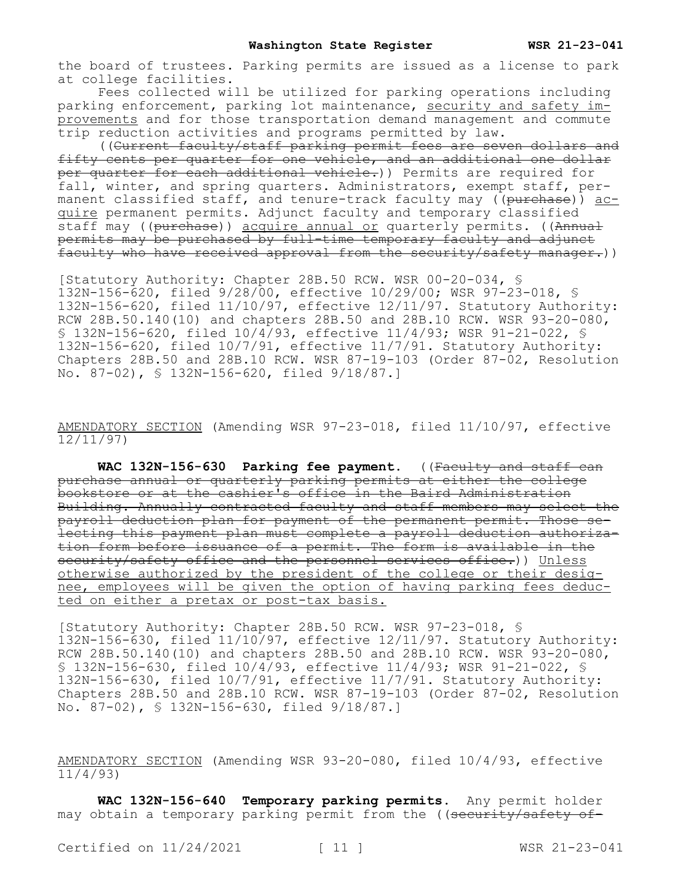the board of trustees. Parking permits are issued as a license to park at college facilities.

Fees collected will be utilized for parking operations including parking enforcement, parking lot maintenance, <u>security and safety improvements</u> and for those transportation demand management and commute trip reduction activities and programs permitted by law.

((~~Current faculty/staff parking permit fees are seven dollars and fifty cents per quarter for one vehicle, and an additional one dollar per quarter for each additional vehicle.~~)) Permits are required for fall, winter, and spring quarters. Administrators, exempt staff, permanent classified staff, and tenure-track faculty may ((~~purchase~~)) <u>acquire</u> permanent permits. Adjunct faculty and temporary classified staff may ((~~purchase~~)) <u>acquire annual or</u> quarterly permits. ((~~Annual permits may be purchased by full-time temporary faculty and adjunct faculty who have received approval from the security/safety manager.~~))

[Statutory Authority: Chapter 28B.50 RCW. WSR 00-20-034, § 132N-156-620, filed 9/28/00, effective 10/29/00; WSR 97-23-018, § 132N-156-620, filed 11/10/97, effective 12/11/97. Statutory Authority: RCW 28B.50.140(10) and chapters 28B.50 and 28B.10 RCW. WSR 93-20-080, § 132N-156-620, filed 10/4/93, effective 11/4/93; WSR 91-21-022, § 132N-156-620, filed 10/7/91, effective 11/7/91. Statutory Authority: Chapters 28B.50 and 28B.10 RCW. WSR 87-19-103 (Order 87-02, Resolution No. 87-02), § 132N-156-620, filed 9/18/87.]

<u>AMENDATORY SECTION</u> (Amending WSR 97-23-018, filed 11/10/97, effective 12/11/97)

**WAC 132N-156-630 Parking fee payment.** ((~~Faculty and staff can purchase annual or quarterly parking permits at either the college bookstore or at the cashier's office in the Baird Administration Building. Annually contracted faculty and staff members may select the payroll deduction plan for payment of the permanent permit. Those selecting this payment plan must complete a payroll deduction authorization form before issuance of a permit. The form is available in the security/safety office and the personnel services office.~~)) <u>Unless otherwise authorized by the president of the college or their designee, employees will be given the option of having parking fees deducted on either a pretax or post-tax basis.</u>

[Statutory Authority: Chapter 28B.50 RCW. WSR 97-23-018, § 132N-156-630, filed 11/10/97, effective 12/11/97. Statutory Authority: RCW 28B.50.140(10) and chapters 28B.50 and 28B.10 RCW. WSR 93-20-080, § 132N-156-630, filed 10/4/93, effective 11/4/93; WSR 91-21-022, § 132N-156-630, filed 10/7/91, effective 11/7/91. Statutory Authority: Chapters 28B.50 and 28B.10 RCW. WSR 87-19-103 (Order 87-02, Resolution No. 87-02), § 132N-156-630, filed 9/18/87.]

<u>AMENDATORY SECTION</u> (Amending WSR 93-20-080, filed 10/4/93, effective 11/4/93)

**WAC 132N-156-640 Temporary parking permits.** Any permit holder may obtain a temporary parking permit from the ((~~security/safety of-~~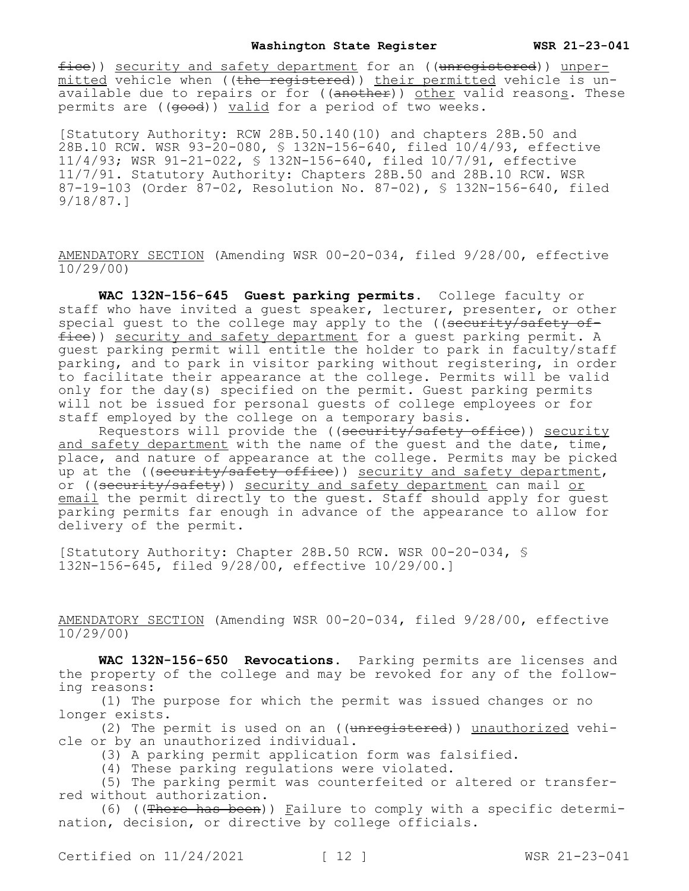fice)) security and safety department for an ((~~unregistered~~)) unpermitted vehicle when ((~~the registered~~)) their permitted vehicle is unavailable due to repairs or for ((~~another~~)) other valid reasons. These permits are ((~~good~~)) valid for a period of two weeks.

[Statutory Authority: RCW 28B.50.140(10) and chapters 28B.50 and 28B.10 RCW. WSR 93-20-080, § 132N-156-640, filed 10/4/93, effective 11/4/93; WSR 91-21-022, § 132N-156-640, filed 10/7/91, effective 11/7/91. Statutory Authority: Chapters 28B.50 and 28B.10 RCW. WSR 87-19-103 (Order 87-02, Resolution No. 87-02), § 132N-156-640, filed 9/18/87.]

AMENDATORY SECTION (Amending WSR 00-20-034, filed 9/28/00, effective 10/29/00)

**WAC 132N-156-645 Guest parking permits.** College faculty or staff who have invited a guest speaker, lecturer, presenter, or other special guest to the college may apply to the ((~~security/safety office~~)) security and safety department for a guest parking permit. A guest parking permit will entitle the holder to park in faculty/staff parking, and to park in visitor parking without registering, in order to facilitate their appearance at the college. Permits will be valid only for the day(s) specified on the permit. Guest parking permits will not be issued for personal guests of college employees or for staff employed by the college on a temporary basis.

Requestors will provide the ((~~security/safety office~~)) security and safety department with the name of the guest and the date, time, place, and nature of appearance at the college. Permits may be picked up at the ((~~security/safety office~~)) security and safety department, or ((~~security/safety~~)) security and safety department can mail or email the permit directly to the guest. Staff should apply for guest parking permits far enough in advance of the appearance to allow for delivery of the permit.

[Statutory Authority: Chapter 28B.50 RCW. WSR 00-20-034, § 132N-156-645, filed 9/28/00, effective 10/29/00.]

AMENDATORY SECTION (Amending WSR 00-20-034, filed 9/28/00, effective 10/29/00)

**WAC 132N-156-650 Revocations.** Parking permits are licenses and the property of the college and may be revoked for any of the following reasons:

(1) The purpose for which the permit was issued changes or no longer exists.

(2) The permit is used on an ((~~unregistered~~)) unauthorized vehicle or by an unauthorized individual.

(3) A parking permit application form was falsified.

(4) These parking regulations were violated.

(5) The parking permit was counterfeited or altered or transferred without authorization.

(6) ((~~There has been~~)) Failure to comply with a specific determination, decision, or directive by college officials.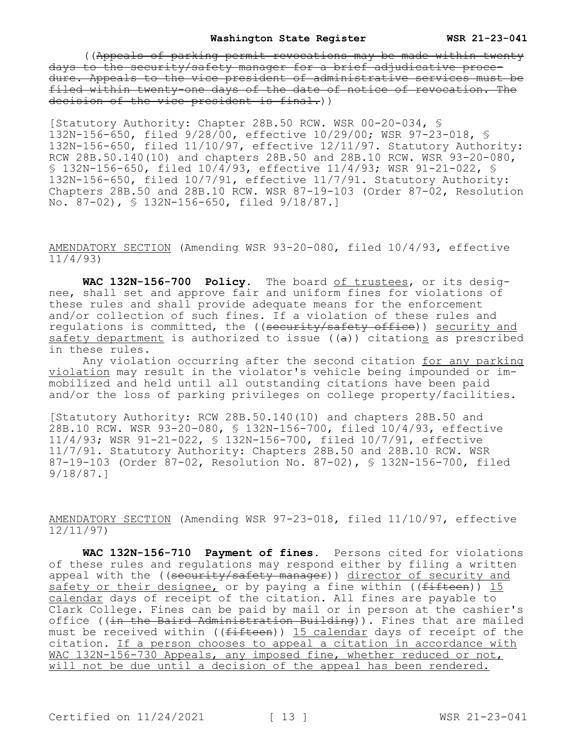((~~Appeals of parking permit revocations may be made within twenty days to the security/safety manager for a brief adjudicative procedure. Appeals to the vice president of administrative services must be filed within twenty-one days of the date of notice of revocation. The decision of the vice president is final.~~))

[Statutory Authority: Chapter 28B.50 RCW. WSR 00-20-034, § 132N-156-650, filed 9/28/00, effective 10/29/00; WSR 97-23-018, § 132N-156-650, filed 11/10/97, effective 12/11/97. Statutory Authority: RCW 28B.50.140(10) and chapters 28B.50 and 28B.10 RCW. WSR 93-20-080, § 132N-156-650, filed 10/4/93, effective 11/4/93; WSR 91-21-022, § 132N-156-650, filed 10/7/91, effective 11/7/91. Statutory Authority: Chapters 28B.50 and 28B.10 RCW. WSR 87-19-103 (Order 87-02, Resolution No. 87-02), § 132N-156-650, filed 9/18/87.]

<u>AMENDATORY SECTION</u> (Amending WSR 93-20-080, filed 10/4/93, effective 11/4/93)

**WAC 132N-156-700 Policy.** The board <u>of trustees</u>, or its designee, shall set and approve fair and uniform fines for violations of these rules and shall provide adequate means for the enforcement and/or collection of such fines. If a violation of these rules and regulations is committed, the ((~~security/safety office~~)) <u>security and safety department</u> is authorized to issue ((~~a~~)) citation<u>s</u> as prescribed in these rules.

Any violation occurring after the second citation <u>for any parking violation</u> may result in the violator's vehicle being impounded or immobilized and held until all outstanding citations have been paid and/or the loss of parking privileges on college property/facilities.

[Statutory Authority: RCW 28B.50.140(10) and chapters 28B.50 and 28B.10 RCW. WSR 93-20-080, § 132N-156-700, filed 10/4/93, effective 11/4/93; WSR 91-21-022, § 132N-156-700, filed 10/7/91, effective 11/7/91. Statutory Authority: Chapters 28B.50 and 28B.10 RCW. WSR 87-19-103 (Order 87-02, Resolution No. 87-02), § 132N-156-700, filed 9/18/87.]

<u>AMENDATORY SECTION</u> (Amending WSR 97-23-018, filed 11/10/97, effective 12/11/97)

**WAC 132N-156-710 Payment of fines.** Persons cited for violations of these rules and regulations may respond either by filing a written appeal with the ((~~security/safety manager~~)) <u>director of security and safety or their designee,</u> or by paying a fine within ((~~fifteen~~)) <u>15 calendar</u> days of receipt of the citation. All fines are payable to Clark College. Fines can be paid by mail or in person at the cashier's office ((~~in the Baird Administration Building~~)). Fines that are mailed must be received within ((~~fifteen~~)) <u>15 calendar</u> days of receipt of the citation. <u>If a person chooses to appeal a citation in accordance with WAC 132N-156-730 Appeals, any imposed fine, whether reduced or not, will not be due until a decision of the appeal has been rendered.</u>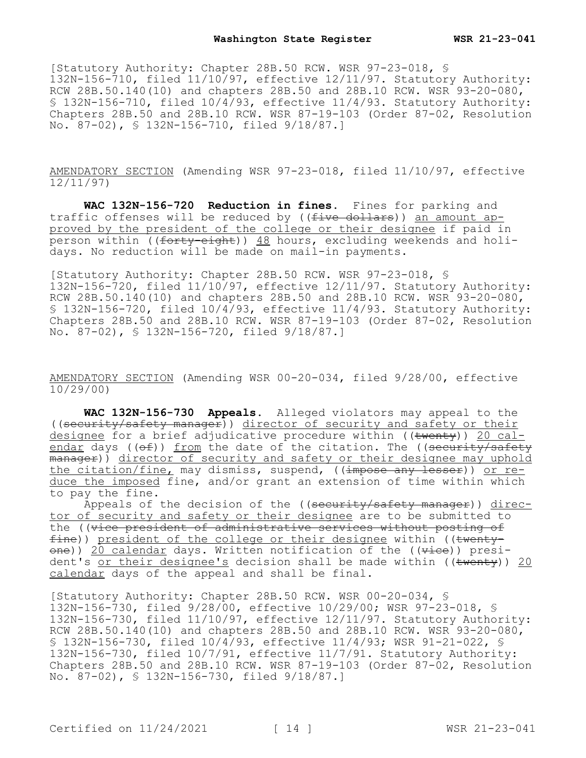[Statutory Authority: Chapter 28B.50 RCW. WSR 97-23-018, § 132N-156-710, filed 11/10/97, effective 12/11/97. Statutory Authority: RCW 28B.50.140(10) and chapters 28B.50 and 28B.10 RCW. WSR 93-20-080, § 132N-156-710, filed 10/4/93, effective 11/4/93. Statutory Authority: Chapters 28B.50 and 28B.10 RCW. WSR 87-19-103 (Order 87-02, Resolution No. 87-02), § 132N-156-710, filed 9/18/87.]

AMENDATORY SECTION (Amending WSR 97-23-018, filed 11/10/97, effective 12/11/97)

**WAC 132N-156-720 Reduction in fines.** Fines for parking and traffic offenses will be reduced by ((~~five dollars~~)) an amount approved by the president of the college or their designee if paid in person within ((~~forty-eight~~)) 48 hours, excluding weekends and holidays. No reduction will be made on mail-in payments.

[Statutory Authority: Chapter 28B.50 RCW. WSR 97-23-018, § 132N-156-720, filed 11/10/97, effective 12/11/97. Statutory Authority: RCW 28B.50.140(10) and chapters 28B.50 and 28B.10 RCW. WSR 93-20-080, § 132N-156-720, filed 10/4/93, effective 11/4/93. Statutory Authority: Chapters 28B.50 and 28B.10 RCW. WSR 87-19-103 (Order 87-02, Resolution No. 87-02), § 132N-156-720, filed 9/18/87.]

AMENDATORY SECTION (Amending WSR 00-20-034, filed 9/28/00, effective 10/29/00)

**WAC 132N-156-730 Appeals.** Alleged violators may appeal to the ((~~security/safety manager~~)) director of security and safety or their designee for a brief adjudicative procedure within ((~~twenty~~)) 20 calendar days ((~~of~~)) from the date of the citation. The ((~~security/safety manager~~)) director of security and safety or their designee may uphold the citation/fine, may dismiss, suspend, ((~~impose any lesser~~)) or reduce the imposed fine, and/or grant an extension of time within which to pay the fine.

Appeals of the decision of the ((~~security/safety manager~~)) director of security and safety or their designee are to be submitted to the ((~~vice president of administrative services without posting of fine~~)) president of the college or their designee within ((~~twenty-one~~)) 20 calendar days. Written notification of the ((~~vice~~)) president's or their designee's decision shall be made within ((~~twenty~~)) 20 calendar days of the appeal and shall be final.

[Statutory Authority: Chapter 28B.50 RCW. WSR 00-20-034, § 132N-156-730, filed 9/28/00, effective 10/29/00; WSR 97-23-018, § 132N-156-730, filed 11/10/97, effective 12/11/97. Statutory Authority: RCW 28B.50.140(10) and chapters 28B.50 and 28B.10 RCW. WSR 93-20-080, § 132N-156-730, filed 10/4/93, effective 11/4/93; WSR 91-21-022, § 132N-156-730, filed 10/7/91, effective 11/7/91. Statutory Authority: Chapters 28B.50 and 28B.10 RCW. WSR 87-19-103 (Order 87-02, Resolution No. 87-02), § 132N-156-730, filed 9/18/87.]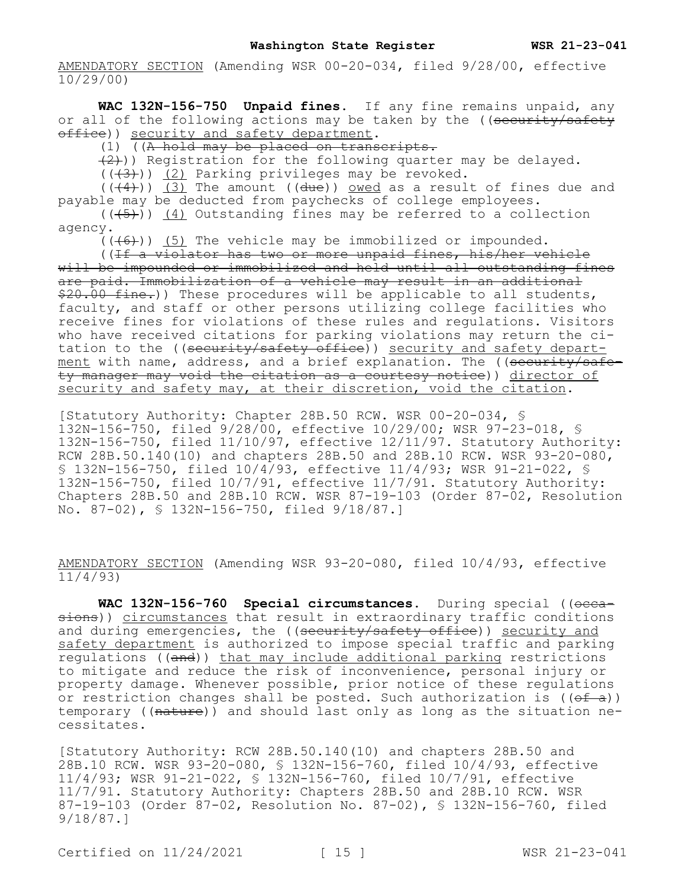AMENDATORY SECTION (Amending WSR 00-20-034, filed 9/28/00, effective 10/29/00)

**WAC 132N-156-750 Unpaid fines.** If any fine remains unpaid, any or all of the following actions may be taken by the ((~~security/safety office~~)) security and safety department.

(1) ((~~A hold may be placed on transcripts.~~

~~(2)~~)) Registration for the following quarter may be delayed.

((~~(3)~~)) (2) Parking privileges may be revoked.

((~~(4)~~)) (3) The amount ((~~due~~)) owed as a result of fines due and payable may be deducted from paychecks of college employees.

((~~(5)~~)) (4) Outstanding fines may be referred to a collection agency.

((~~(6)~~)) (5) The vehicle may be immobilized or impounded.

((~~If a violator has two or more unpaid fines, his/her vehicle will be impounded or immobilized and held until all outstanding fines are paid. Immobilization of a vehicle may result in an additional $20.00 fine.~~)) These procedures will be applicable to all students, faculty, and staff or other persons utilizing college facilities who receive fines for violations of these rules and regulations. Visitors who have received citations for parking violations may return the citation to the ((~~security/safety office~~)) security and safety department with name, address, and a brief explanation. The ((~~security/safety manager may void the citation as a courtesy notice~~)) director of security and safety may, at their discretion, void the citation.

[Statutory Authority: Chapter 28B.50 RCW. WSR 00-20-034, § 132N-156-750, filed 9/28/00, effective 10/29/00; WSR 97-23-018, § 132N-156-750, filed 11/10/97, effective 12/11/97. Statutory Authority: RCW 28B.50.140(10) and chapters 28B.50 and 28B.10 RCW. WSR 93-20-080, § 132N-156-750, filed 10/4/93, effective 11/4/93; WSR 91-21-022, § 132N-156-750, filed 10/7/91, effective 11/7/91. Statutory Authority: Chapters 28B.50 and 28B.10 RCW. WSR 87-19-103 (Order 87-02, Resolution No. 87-02), § 132N-156-750, filed 9/18/87.]

AMENDATORY SECTION (Amending WSR 93-20-080, filed 10/4/93, effective 11/4/93)

**WAC 132N-156-760 Special circumstances.** During special ((~~occasions~~)) circumstances that result in extraordinary traffic conditions and during emergencies, the ((~~security/safety office~~)) security and safety department is authorized to impose special traffic and parking regulations ((~~and~~)) that may include additional parking restrictions to mitigate and reduce the risk of inconvenience, personal injury or property damage. Whenever possible, prior notice of these regulations or restriction changes shall be posted. Such authorization is ((~~of a~~)) temporary ((~~nature~~)) and should last only as long as the situation necessitates.

[Statutory Authority: RCW 28B.50.140(10) and chapters 28B.50 and 28B.10 RCW. WSR 93-20-080, § 132N-156-760, filed 10/4/93, effective 11/4/93; WSR 91-21-022, § 132N-156-760, filed 10/7/91, effective 11/7/91. Statutory Authority: Chapters 28B.50 and 28B.10 RCW. WSR 87-19-103 (Order 87-02, Resolution No. 87-02), § 132N-156-760, filed 9/18/87.]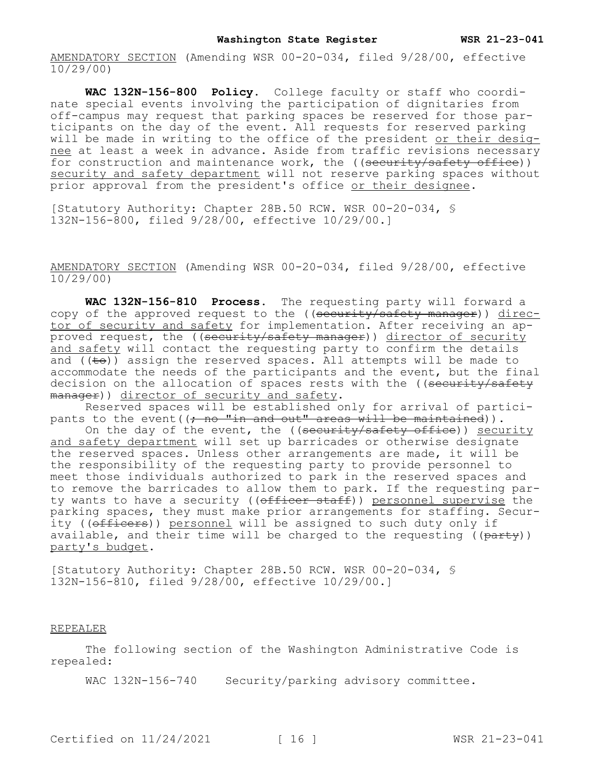AMENDATORY SECTION (Amending WSR 00-20-034, filed 9/28/00, effective 10/29/00)

**WAC 132N-156-800 Policy.** College faculty or staff who coordinate special events involving the participation of dignitaries from off-campus may request that parking spaces be reserved for those participants on the day of the event. All requests for reserved parking will be made in writing to the office of the president or their designee at least a week in advance. Aside from traffic revisions necessary for construction and maintenance work, the ((~~security/safety office~~)) security and safety department will not reserve parking spaces without prior approval from the president's office or their designee.

[Statutory Authority: Chapter 28B.50 RCW. WSR 00-20-034, § 132N-156-800, filed 9/28/00, effective 10/29/00.]

AMENDATORY SECTION (Amending WSR 00-20-034, filed 9/28/00, effective 10/29/00)

**WAC 132N-156-810 Process.** The requesting party will forward a copy of the approved request to the ((~~security/safety manager~~)) director of security and safety for implementation. After receiving an approved request, the ((~~security/safety manager~~)) director of security and safety will contact the requesting party to confirm the details and ((~~to~~)) assign the reserved spaces. All attempts will be made to accommodate the needs of the participants and the event, but the final decision on the allocation of spaces rests with the ((~~security/safety manager~~)) director of security and safety.

Reserved spaces will be established only for arrival of participants to the event((~~; no "in and out" areas will be maintained~~)).

On the day of the event, the ((~~security/safety office~~)) security and safety department will set up barricades or otherwise designate the reserved spaces. Unless other arrangements are made, it will be the responsibility of the requesting party to provide personnel to meet those individuals authorized to park in the reserved spaces and to remove the barricades to allow them to park. If the requesting party wants to have a security ((~~officer staff~~)) personnel supervise the parking spaces, they must make prior arrangements for staffing. Security ((~~officers~~)) personnel will be assigned to such duty only if available, and their time will be charged to the requesting ((~~party~~)) party's budget.

[Statutory Authority: Chapter 28B.50 RCW. WSR 00-20-034, § 132N-156-810, filed 9/28/00, effective 10/29/00.]

REPEALER

The following section of the Washington Administrative Code is repealed:

WAC 132N-156-740 Security/parking advisory committee.